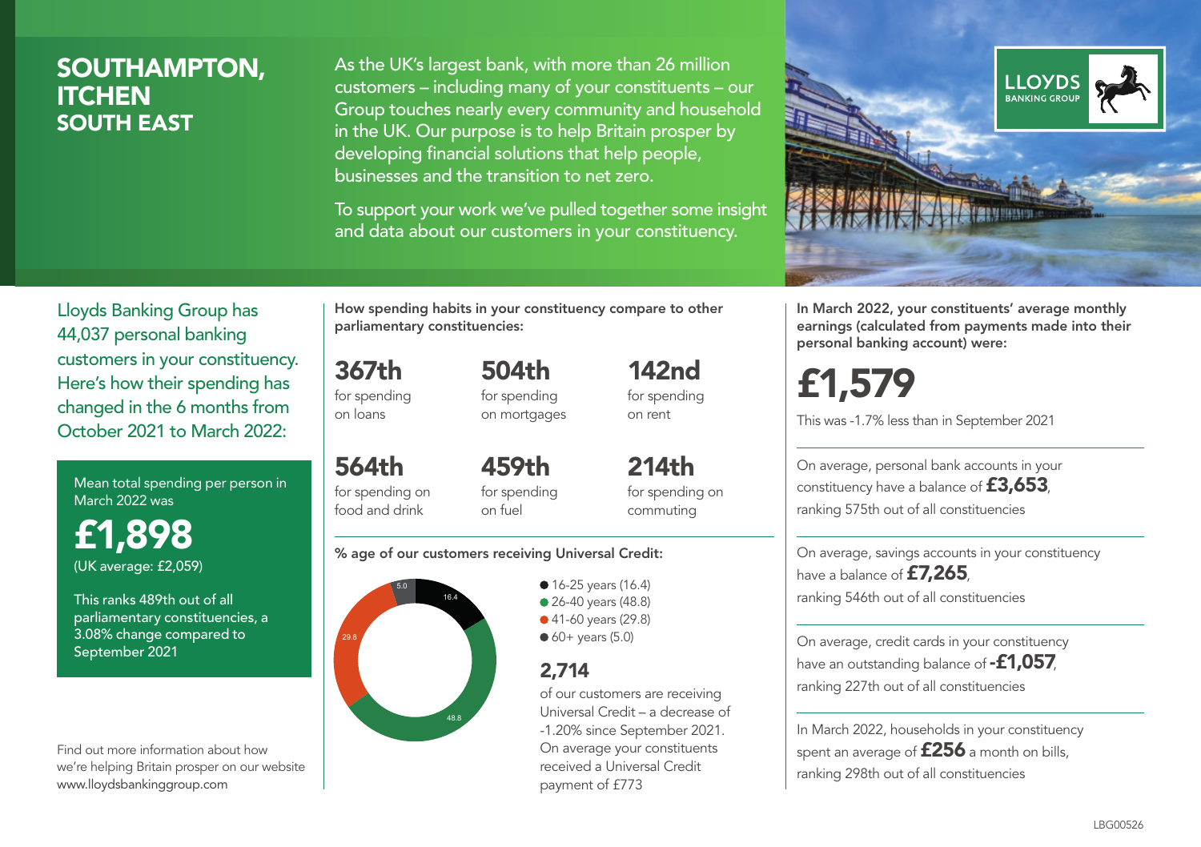# SOUTHAMPTON, ITCHEN
## SOUTH EAST

As the UK's largest bank, with more than 26 million customers – including many of your constituents – our Group touches nearly every community and household in the UK. Our purpose is to help Britain prosper by developing financial solutions that help people, businesses and the transition to net zero.

To support your work we've pulled together some insight and data about our customers in your constituency.

LLOYDS BANKING GROUP

Lloyds Banking Group has 44,037 personal banking customers in your constituency. Here's how their spending has changed in the 6 months from October 2021 to March 2022:

Mean total spending per person in March 2022 was

**£1,898**
(UK average: £2,059)

This ranks 489th out of all parliamentary constituencies, a 3.08% change compared to September 2021

Find out more information about how we're helping Britain prosper on our website www.lloydsbankinggroup.com

**How spending habits in your constituency compare to other parliamentary constituencies:**

**367th** for spending on loans

**504th** for spending on mortgages

**142nd** for spending on rent

**564th** for spending on food and drink

**459th** for spending on fuel

**214th** for spending on commuting

**% age of our customers receiving Universal Credit:**

- 16-25 years (16.4)
- 26-40 years (48.8)
- 41-60 years (29.8)
- 60+ years (5.0)

**2,714** of our customers are receiving Universal Credit – a decrease of -1.20% since September 2021. On average your constituents received a Universal Credit payment of £773

**In March 2022, your constituents' average monthly earnings (calculated from payments made into their personal banking account) were:**

**£1,579**

This was -1.7% less than in September 2021

On average, personal bank accounts in your constituency have a balance of **£3,653**, ranking 575th out of all constituencies

On average, savings accounts in your constituency have a balance of **£7,265**, ranking 546th out of all constituencies

On average, credit cards in your constituency have an outstanding balance of **-£1,057**, ranking 227th out of all constituencies

In March 2022, households in your constituency spent an average of **£256** a month on bills, ranking 298th out of all constituencies

LBG00526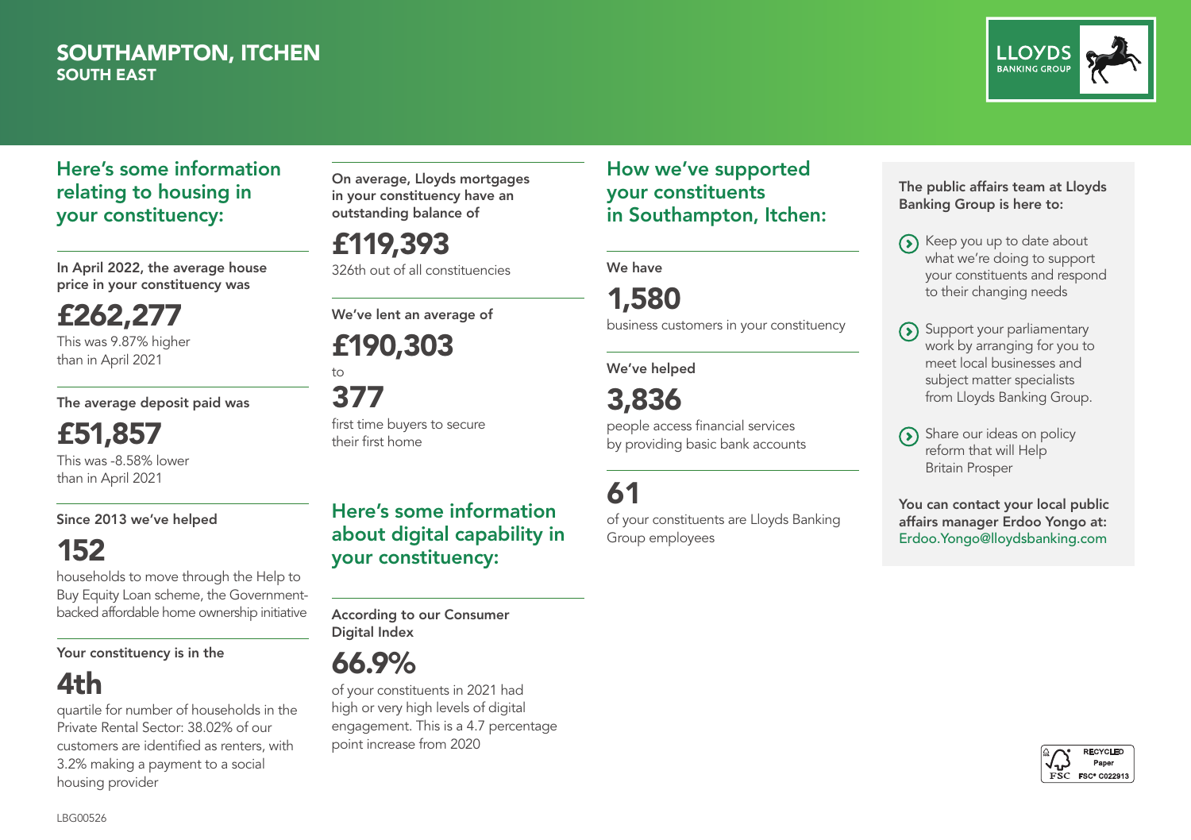# SOUTHAMPTON, ITCHEN
## SOUTH EAST

## Here's some information relating to housing in your constituency:

In April 2022, the average house price in your constituency was

**£262,277**

This was 9.87% higher than in April 2021

The average deposit paid was

**£51,857**

This was -8.58% lower than in April 2021

Since 2013 we've helped

**152**

households to move through the Help to Buy Equity Loan scheme, the Government-backed affordable home ownership initiative

Your constituency is in the

**4th**

quartile for number of households in the Private Rental Sector: 38.02% of our customers are identified as renters, with 3.2% making a payment to a social housing provider

On average, Lloyds mortgages in your constituency have an outstanding balance of

**£119,393**

326th out of all constituencies

We've lent an average of

**£190,303**

to

**377**

first time buyers to secure their first home

## Here's some information about digital capability in your constituency:

According to our Consumer Digital Index

**66.9%**

of your constituents in 2021 had high or very high levels of digital engagement. This is a 4.7 percentage point increase from 2020

## How we've supported your constituents in Southampton, Itchen:

We have

**1,580**

business customers in your constituency

We've helped

**3,836**

people access financial services by providing basic bank accounts

**61**

of your constituents are Lloyds Banking Group employees

The public affairs team at Lloyds Banking Group is here to:

- Keep you up to date about what we're doing to support your constituents and respond to their changing needs
- Support your parliamentary work by arranging for you to meet local businesses and subject matter specialists from Lloyds Banking Group.
- Share our ideas on policy reform that will Help Britain Prosper

You can contact your local public affairs manager Erdoo Yongo at: Erdoo.Yongo@lloydsbanking.com

LBG00526